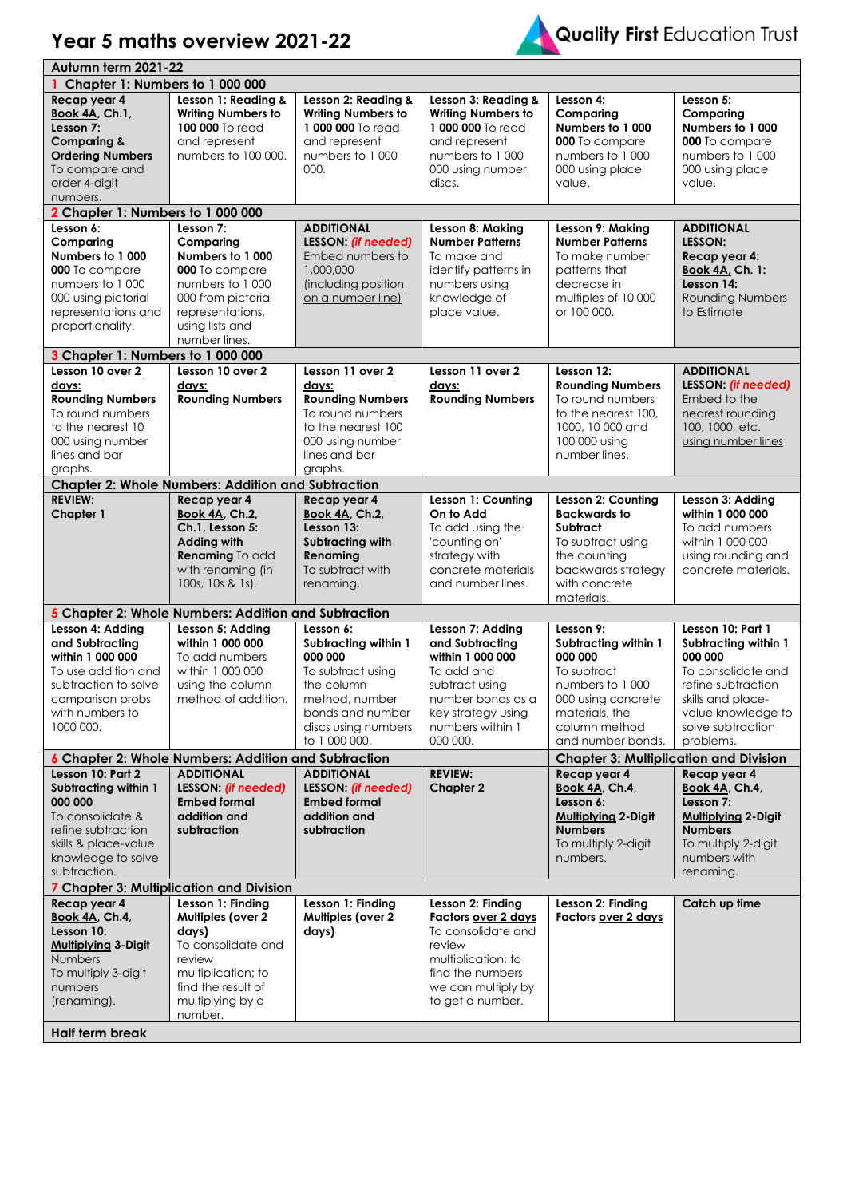# Year 5 maths overview 2021-22

Quality First Education Trust

| Autumn term 2021-22 | | | | | |
|---|---|---|---|---|---|
| **1 Chapter 1: Numbers to 1 000 000** | | | | | |
| **Recap year 4 Book 4A, Ch.1, Lesson 7: Comparing & Ordering Numbers** To compare and order 4-digit numbers. | **Lesson 1: Reading & Writing Numbers to 100 000** To read and represent numbers to 100 000. | **Lesson 2: Reading & Writing Numbers to 1 000 000** To read and represent numbers to 1 000 000. | **Lesson 3: Reading & Writing Numbers to 1 000 000** To read and represent numbers to 1 000 000 using number discs. | **Lesson 4: Comparing Numbers to 1 000 000** To compare numbers to 1 000 000 using place value. | **Lesson 5: Comparing Numbers to 1 000 000** To compare numbers to 1 000 000 using place value. |
| **2 Chapter 1: Numbers to 1 000 000** | | | | | |
| **Lesson 6: Comparing Numbers to 1 000 000** To compare numbers to 1 000 000 using pictorial representations and proportionality. | **Lesson 7: Comparing Numbers to 1 000 000** To compare numbers to 1 000 000 from pictorial representations, using lists and number lines. | **ADDITIONAL LESSON:** ***(if needed)*** Embed numbers to 1,000,000 (including position on a number line) | **Lesson 8: Making Number Patterns** To make and identify patterns in numbers using knowledge of place value. | **Lesson 9: Making Number Patterns** To make number patterns that decrease in multiples of 10 000 or 100 000. | **ADDITIONAL LESSON: Recap year 4: Book 4A, Ch. 1: Lesson 14:** Rounding Numbers to Estimate |
| **3 Chapter 1: Numbers to 1 000 000** | | | | | |
| **Lesson 10 over 2 days: Rounding Numbers** To round numbers to the nearest 10 000 using number lines and bar graphs. | **Lesson 10 over 2 days: Rounding Numbers** | **Lesson 11 over 2 days: Rounding Numbers** To round numbers to the nearest 100 000 using number lines and bar graphs. | **Lesson 11 over 2 days: Rounding Numbers** | **Lesson 12: Rounding Numbers** To round numbers to the nearest 100, 1000, 10 000 and 100 000 using number lines. | **ADDITIONAL LESSON:** ***(if needed)*** Embed to the nearest rounding 100, 1000, 10 000, etc. using number lines |
| **Chapter 2: Whole Numbers: Addition and Subtraction** | | | | | |
| **REVIEW: Chapter 1** | **Recap year 4 Book 4A, Ch.2, Ch.1, Lesson 5: Adding with Renaming** To add with renaming (in 100s, 10s & 1s). | **Recap year 4 Book 4A, Ch.2, Lesson 13: Subtracting with Renaming** To subtract with renaming. | **Lesson 1: Counting On to Add** To add using the 'counting on' strategy with concrete materials and number lines. | **Lesson 2: Counting Backwards to Subtract** To subtract using the counting backwards strategy with concrete materials. | **Lesson 3: Adding within 1 000 000** To add numbers within 1 000 000 using rounding and concrete materials. |
| **5 Chapter 2: Whole Numbers: Addition and Subtraction** | | | | | |
| **Lesson 4: Adding and Subtracting within 1 000 000** To use addition and subtraction to solve comparison probs with numbers to 1000 000. | **Lesson 5: Adding within 1 000 000** To add numbers within 1 000 000 using the column method of addition. | **Lesson 6: Subtracting within 1 000 000** To subtract using the column method, number bonds and number discs using numbers to 1 000 000. | **Lesson 7: Adding and Subtracting within 1 000 000** To add and subtract using number bonds as a key strategy using numbers within 1 000 000. | **Lesson 9: Subtracting within 1 000 000** To subtract numbers to 1 000 000 using concrete materials, the column method and number bonds. | **Lesson 10: Part 1 Subtracting within 1 000 000** To consolidate and refine subtraction skills and place-value knowledge to solve subtraction problems. |
| **6 Chapter 2: Whole Numbers: Addition and Subtraction** | | | | **Chapter 3: Multiplication and Division** | |
| **Lesson 10: Part 2 Subtracting within 1 000 000** To consolidate & refine subtraction skills & place-value knowledge to solve subtraction. | **ADDITIONAL LESSON:** ***(if needed)*** **Embed formal addition and subtraction** | **ADDITIONAL LESSON:** ***(if needed)*** **Embed formal addition and subtraction** | **REVIEW: Chapter 2** | **Recap year 4 Book 4A, Ch.4, Lesson 6: Multiplying 2-Digit Numbers** To multiply 2-digit numbers. | **Recap year 4 Book 4A, Ch.4, Lesson 7: Multiplying 2-Digit Numbers** To multiply 2-digit numbers with renaming. |
| **7 Chapter 3: Multiplication and Division** | | | | | |
| **Recap year 4 Book 4A, Ch.4, Lesson 10: Multiplying 3-Digit** Numbers To multiply 3-digit numbers (renaming). | **Lesson 1: Finding Multiples (over 2 days)** To consolidate and review multiplication; to find the result of multiplying by a number. | **Lesson 1: Finding Multiples (over 2 days)** | **Lesson 2: Finding Factors over 2 days** To consolidate and review multiplication; to find the numbers we can multiply by to get a number. | **Lesson 2: Finding Factors over 2 days** | **Catch up time** |
| **Half term break** | | | | | |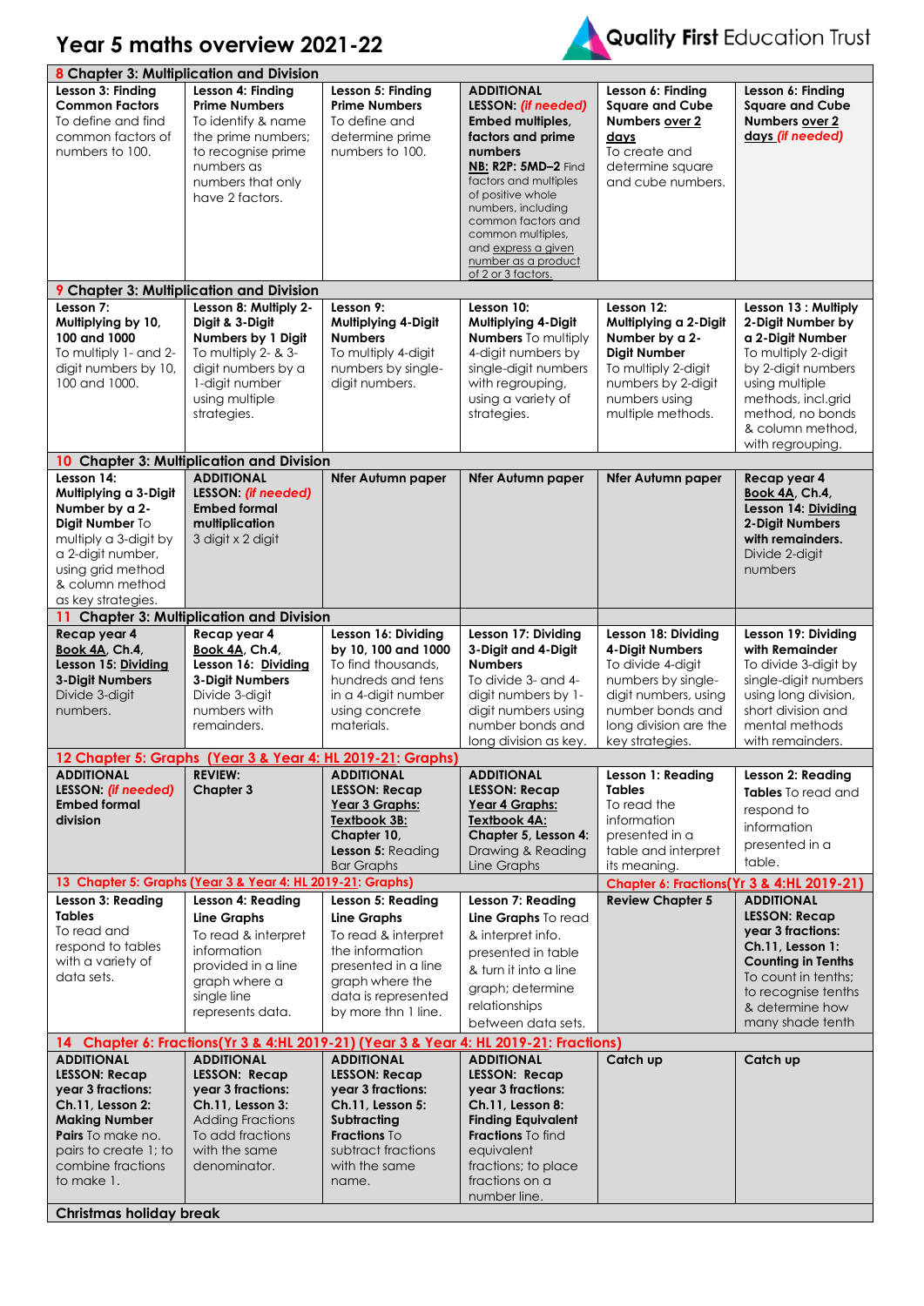# Year 5 maths overview 2021-22

Quality First Education Trust

| | | | | | |
|---|---|---|---|---|---|
| **8 Chapter 3: Multiplication and Division** | | | | | |
| **Lesson 3: Finding Common Factors** To define and find common factors of numbers to 100. | **Lesson 4: Finding Prime Numbers** To identify & name the prime numbers; to recognise prime numbers as numbers that only have 2 factors. | **Lesson 5: Finding Prime Numbers** To define and determine prime numbers to 100. | **ADDITIONAL LESSON: *(if needed)* Embed multiples, factors and prime numbers** **NB: R2P: 5MD–2** Find factors and multiples of positive whole numbers, including common factors and common multiples, and express a given number as a product of 2 or 3 factors. | **Lesson 6: Finding Square and Cube Numbers over 2 days** To create and determine square and cube numbers. | **Lesson 6: Finding Square and Cube Numbers over 2 days *(if needed)*** |
| **9 Chapter 3: Multiplication and Division** | | | | | |
| **Lesson 7: Multiplying by 10, 100 and 1000** To multiply 1- and 2-digit numbers by 10, 100 and 1000. | **Lesson 8: Multiply 2-Digit & 3-Digit Numbers by 1 Digit** To multiply 2- & 3-digit numbers by a 1-digit number using multiple strategies. | **Lesson 9: Multiplying 4-Digit Numbers** To multiply 4-digit numbers by single-digit numbers. | **Lesson 10: Multiplying 4-Digit Numbers** To multiply 4-digit numbers by single-digit numbers with regrouping, using a variety of strategies. | **Lesson 12: Multiplying a 2-Digit Number by a 2-Digit Number** To multiply 2-digit numbers by 2-digit numbers using multiple methods. | **Lesson 13 : Multiply 2-Digit Number by a 2-Digit Number** To multiply 2-digit by 2-digit numbers using multiple methods, incl.grid method, no bonds & column method, with regrouping. |
| **10 Chapter 3: Multiplication and Division** | | | | | |
| **Lesson 14: Multiplying a 3-Digit Number by a 2-Digit Number** To multiply a 3-digit by a 2-digit number, using grid method & column method as key strategies. | **ADDITIONAL LESSON: *(if needed)* Embed formal multiplication** 3 digit x 2 digit | **Nfer Autumn paper** | **Nfer Autumn paper** | **Nfer Autumn paper** | **Recap year 4 Book 4A, Ch.4, Lesson 14: Dividing 2-Digit Numbers with remainders.** Divide 2-digit numbers |
| **11 Chapter 3: Multiplication and Division** | | | | | |
| **Recap year 4 Book 4A, Ch.4, Lesson 15: Dividing 3-Digit Numbers** Divide 3-digit numbers. | **Recap year 4 Book 4A, Ch.4, Lesson 16: Dividing 3-Digit Numbers** Divide 3-digit numbers with remainders. | **Lesson 16: Dividing by 10, 100 and 1000** To find thousands, hundreds and tens in a 4-digit number using concrete materials. | **Lesson 17: Dividing 3-Digit and 4-Digit Numbers** To divide 3- and 4-digit numbers by 1-digit numbers using number bonds and long division as key. | **Lesson 18: Dividing 4-Digit Numbers** To divide 4-digit numbers by single-digit numbers, using number bonds and long division are the key strategies. | **Lesson 19: Dividing with Remainder** To divide 3-digit by single-digit numbers using long division, short division and mental methods with remainders. |
| **12 Chapter 5: Graphs (Year 3 & Year 4: HL 2019-21: Graphs)** | | | | | |
| **ADDITIONAL LESSON: *(if needed)* Embed formal division** | **REVIEW: Chapter 3** | **ADDITIONAL LESSON: Recap Year 3 Graphs: Textbook 3B: Chapter 10, Lesson 5:** Reading Bar Graphs | **ADDITIONAL LESSON: Recap Year 4 Graphs: Textbook 4A: Chapter 5, Lesson 4:** Drawing & Reading Line Graphs | **Lesson 1: Reading Tables** To read the information presented in a table and interpret its meaning. | **Lesson 2: Reading Tables** To read and respond to information presented in a table. |
| **13 Chapter 5: Graphs (Year 3 & Year 4: HL 2019-21: Graphs)** | | | | **Chapter 6: Fractions(Yr 3 & 4:HL 2019-21)** | |
| **Lesson 3: Reading Tables** To read and respond to tables with a variety of data sets. | **Lesson 4: Reading Line Graphs** To read & interpret information provided in a line graph where a single line represents data. | **Lesson 5: Reading Line Graphs** To read & interpret the information presented in a line graph where the data is represented by more thn 1 line. | **Lesson 7: Reading Line Graphs** To read & interpret info. presented in table & turn it into a line graph; determine relationships between data sets. | **Review Chapter 5** | **ADDITIONAL LESSON: Recap year 3 fractions: Ch.11, Lesson 1: Counting in Tenths** To count in tenths; to recognise tenths & determine how many shade tenth |
| **14 Chapter 6: Fractions(Yr 3 & 4:HL 2019-21) (Year 3 & Year 4: HL 2019-21: Fractions)** | | | | | |
| **ADDITIONAL LESSON: Recap year 3 fractions: Ch.11, Lesson 2: Making Number Pairs** To make no. pairs to create 1; to combine fractions to make 1. | **ADDITIONAL LESSON: Recap year 3 fractions: Ch.11, Lesson 3:** Adding Fractions To add fractions with the same denominator. | **ADDITIONAL LESSON: Recap year 3 fractions: Ch.11, Lesson 5: Subtracting Fractions** To subtract fractions with the same name. | **ADDITIONAL LESSON: Recap year 3 fractions: Ch.11, Lesson 8: Finding Equivalent Fractions** To find equivalent fractions; to place fractions on a number line. | **Catch up** | **Catch up** |
| **Christmas holiday break** | | | | | |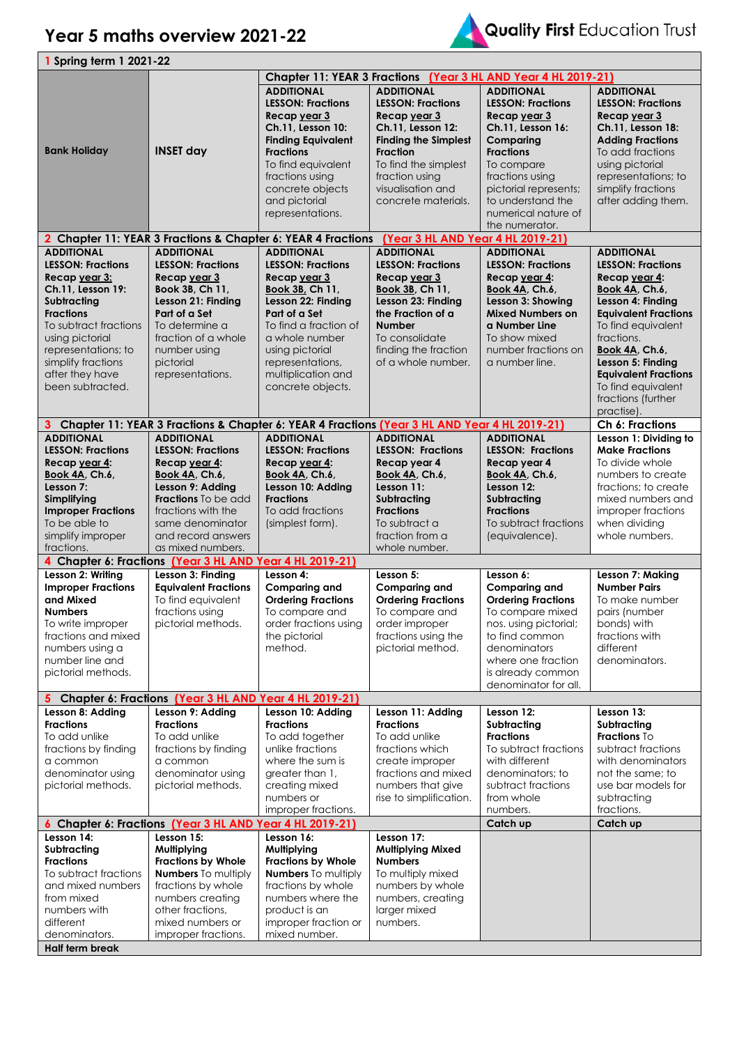# Year 5 maths overview 2021-22

Quality First Education Trust

| 1 Spring term 1 2021-22 | | | | | |
|---|---|---|---|---|---|
| | | Chapter 11: YEAR 3 Fractions (Year 3 HL AND Year 4 HL 2019-21) | | | |
| **Bank Holiday** | **INSET day** | **ADDITIONAL LESSON: Fractions Recap year 3 Ch.11, Lesson 10: Finding Equivalent Fractions** To find equivalent fractions using concrete objects and pictorial representations. | **ADDITIONAL LESSON: Fractions Recap year 3 Ch.11, Lesson 12: Finding the Simplest Fraction** To find the simplest fraction using visualisation and concrete materials. | **ADDITIONAL LESSON: Fractions Recap year 3 Ch.11, Lesson 16: Comparing Fractions** To compare fractions using pictorial represents; to understand the numerical nature of the numerator. | **ADDITIONAL LESSON: Fractions Recap year 3 Ch.11, Lesson 18: Adding Fractions** To add fractions using pictorial representations; to simplify fractions after adding them. |
| **2 Chapter 11: YEAR 3 Fractions & Chapter 6: YEAR 4 Fractions (Year 3 HL AND Year 4 HL 2019-21)** | | | | | |
| **ADDITIONAL LESSON: Fractions Recap year 3: Ch.11, Lesson 19: Subtracting Fractions** To subtract fractions using pictorial representations; to simplify fractions after they have been subtracted. | **ADDITIONAL LESSON: Fractions Recap year 3 Book 3B, Ch 11, Lesson 21: Finding Part of a Set** To determine a fraction of a whole number using pictorial representations. | **ADDITIONAL LESSON: Fractions Recap year 3 Book 3B, Ch 11, Lesson 22: Finding Part of a Set** To find a fraction of a whole number using pictorial representations, multiplication and concrete objects. | **ADDITIONAL LESSON: Fractions Recap year 3 Book 3B, Ch 11, Lesson 23: Finding the Fraction of a Number** To consolidate finding the fraction of a whole number. | **ADDITIONAL LESSON: Fractions Recap year 4: Book 4A, Ch.6, Lesson 3: Showing Mixed Numbers on a Number Line** To show mixed number fractions on a number line. | **ADDITIONAL LESSON: Fractions Recap year 4: Book 4A, Ch.6, Lesson 4: Finding Equivalent Fractions** To find equivalent fractions. **Book 4A, Ch.6, Lesson 5: Finding Equivalent Fractions** To find equivalent fractions (further practise). |
| **3 Chapter 11: YEAR 3 Fractions & Chapter 6: YEAR 4 Fractions (Year 3 HL AND Year 4 HL 2019-21)** | | | | | **Ch 6: Fractions** |
| **ADDITIONAL LESSON: Fractions Recap year 4: Book 4A, Ch.6, Lesson 7: Simplifying Improper Fractions** To be able to simplify improper fractions. | **ADDITIONAL LESSON: Fractions Recap year 4: Book 4A, Ch.6, Lesson 9: Adding Fractions** To be add fractions with the same denominator and record answers as mixed numbers. | **ADDITIONAL LESSON: Fractions Recap year 4: Book 4A, Ch.6, Lesson 10: Adding Fractions** To add fractions (simplest form). | **ADDITIONAL LESSON: Fractions Recap year 4 Book 4A, Ch.6, Lesson 11: Subtracting Fractions** To subtract a fraction from a whole number. | **ADDITIONAL LESSON: Fractions Recap year 4 Book 4A, Ch.6, Lesson 12: Subtracting Fractions** To subtract fractions (equivalence). | **Lesson 1: Dividing to Make Fractions** To divide whole numbers to create fractions; to create mixed numbers and improper fractions when dividing whole numbers. |
| **4 Chapter 6: Fractions (Year 3 HL AND Year 4 HL 2019-21)** | | | | | |
| **Lesson 2: Writing Improper Fractions and Mixed Numbers** To write improper fractions and mixed numbers using a number line and pictorial methods. | **Lesson 3: Finding Equivalent Fractions** To find equivalent fractions using pictorial methods. | **Lesson 4: Comparing and Ordering Fractions** To compare and order fractions using the pictorial method. | **Lesson 5: Comparing and Ordering Fractions** To compare and order improper fractions using the pictorial method. | **Lesson 6: Comparing and Ordering Fractions** To compare mixed nos. using pictorial; to find common denominators where one fraction is already common denominator for all. | **Lesson 7: Making Number Pairs** To make number pairs (number bonds) with fractions with different denominators. |
| **5 Chapter 6: Fractions (Year 3 HL AND Year 4 HL 2019-21)** | | | | | |
| **Lesson 8: Adding Fractions** To add unlike fractions by finding a common denominator using pictorial methods. | **Lesson 9: Adding Fractions** To add unlike fractions by finding a common denominator using pictorial methods. | **Lesson 10: Adding Fractions** To add together unlike fractions where the sum is greater than 1, creating mixed numbers or improper fractions. | **Lesson 11: Adding Fractions** To add unlike fractions which create improper fractions and mixed numbers that give rise to simplification. | **Lesson 12: Subtracting Fractions** To subtract fractions with different denominators; to subtract fractions from whole numbers. | **Lesson 13: Subtracting Fractions** To subtract fractions with denominators not the same; to use bar models for subtracting fractions. |
| **6 Chapter 6: Fractions (Year 3 HL AND Year 4 HL 2019-21)** | | | | **Catch up** | **Catch up** |
| **Lesson 14: Subtracting Fractions** To subtract fractions and mixed numbers from mixed numbers with different denominators. | **Lesson 15: Multiplying Fractions by Whole Numbers** To multiply fractions by whole numbers creating other fractions, mixed numbers or improper fractions. | **Lesson 16: Multiplying Fractions by Whole Numbers** To multiply fractions by whole numbers where the product is an improper fraction or mixed number. | **Lesson 17: Multiplying Mixed Numbers** To multiply mixed numbers by whole numbers, creating larger mixed numbers. | | |
| **Half term break** | | | | | |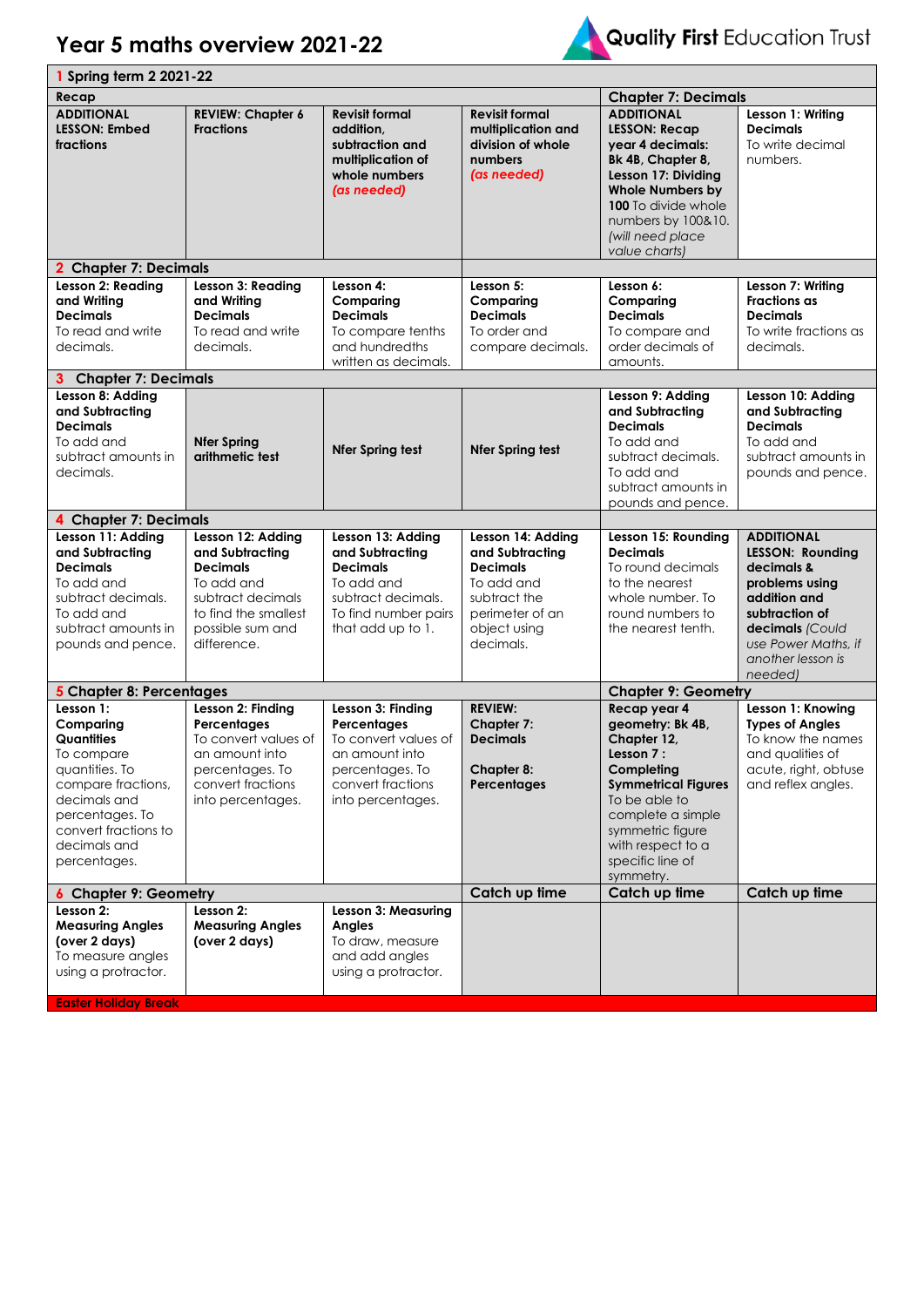# Year 5 maths overview 2021-22

Quality First Education Trust

| | | | | | |
|---|---|---|---|---|---|
| **1 Spring term 2 2021-22** | | | | | |
| **Recap** | | | | **Chapter 7: Decimals** | |
| **ADDITIONAL LESSON: Embed fractions** | **REVIEW: Chapter 6 Fractions** | **Revisit formal addition, subtraction and multiplication of whole numbers** *(as needed)* | **Revisit formal multiplication and division of whole numbers** *(as needed)* | **ADDITIONAL LESSON: Recap year 4 decimals: Bk 4B, Chapter 8, Lesson 17: Dividing Whole Numbers by 100** To divide whole numbers by 100&10. *(will need place value charts)* | **Lesson 1: Writing Decimals** To write decimal numbers. |
| **2 Chapter 7: Decimals** | | | | | |
| **Lesson 2: Reading and Writing Decimals** To read and write decimals. | **Lesson 3: Reading and Writing Decimals** To read and write decimals. | **Lesson 4: Comparing Decimals** To compare tenths and hundredths written as decimals. | **Lesson 5: Comparing Decimals** To order and compare decimals. | **Lesson 6: Comparing Decimals** To compare and order decimals of amounts. | **Lesson 7: Writing Fractions as Decimals** To write fractions as decimals. |
| **3 Chapter 7: Decimals** | | | | | |
| **Lesson 8: Adding and Subtracting Decimals** To add and subtract amounts in decimals. | **Nfer Spring arithmetic test** | **Nfer Spring test** | **Nfer Spring test** | **Lesson 9: Adding and Subtracting Decimals** To add and subtract decimals. To add and subtract amounts in pounds and pence. | **Lesson 10: Adding and Subtracting Decimals** To add and subtract amounts in pounds and pence. |
| **4 Chapter 7: Decimals** | | | | | |
| **Lesson 11: Adding and Subtracting Decimals** To add and subtract decimals. To add and subtract amounts in pounds and pence. | **Lesson 12: Adding and Subtracting Decimals** To add and subtract decimals to find the smallest possible sum and difference. | **Lesson 13: Adding and Subtracting Decimals** To add and subtract decimals. To find number pairs that add up to 1. | **Lesson 14: Adding and Subtracting Decimals** To add and subtract the perimeter of an object using decimals. | **Lesson 15: Rounding Decimals** To round decimals to the nearest whole number. To round numbers to the nearest tenth. | **ADDITIONAL LESSON: Rounding decimals & problems using addition and subtraction of decimals** *(Could use Power Maths, if another lesson is needed)* |
| **5 Chapter 8: Percentages** | | | | **Chapter 9: Geometry** | |
| **Lesson 1: Comparing Quantities** To compare quantities. To compare fractions, decimals and percentages. To convert fractions to decimals and percentages. | **Lesson 2: Finding Percentages** To convert values of an amount into percentages. To convert fractions into percentages. | **Lesson 3: Finding Percentages** To convert values of an amount into percentages. To convert fractions into percentages. | **REVIEW: Chapter 7: Decimals** **Chapter 8: Percentages** | **Recap year 4 geometry: Bk 4B, Chapter 12, Lesson 7 : Completing Symmetrical Figures** To be able to complete a simple symmetric figure with respect to a specific line of symmetry. | **Lesson 1: Knowing Types of Angles** To know the names and qualities of acute, right, obtuse and reflex angles. |
| **6 Chapter 9: Geometry** | | | **Catch up time** | **Catch up time** | **Catch up time** |
| **Lesson 2: Measuring Angles (over 2 days)** To measure angles using a protractor. | **Lesson 2: Measuring Angles (over 2 days)** | **Lesson 3: Measuring Angles** To draw, measure and add angles using a protractor. | | | |
| **Easter Holiday Break** | | | | | |